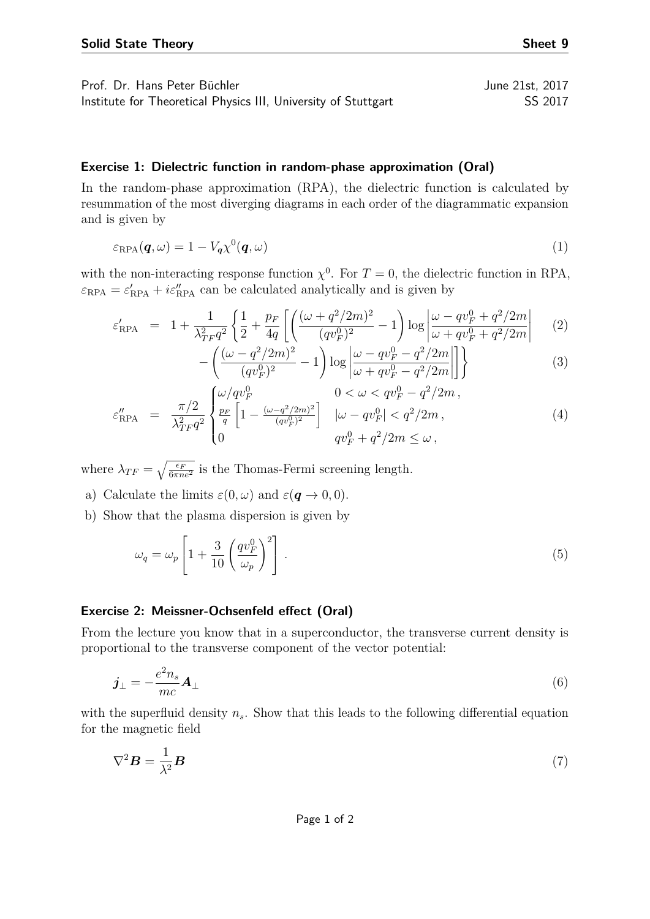Prof. Dr. Hans Peter Büchler  
Institute for Theoretical Physics III, University of Stuttgart

June 21st, 2017  
SS 2017

### Exercise 1: Dielectric function in random-phase approximation (Oral)

In the random-phase approximation (RPA), the dielectric function is calculated by resummation of the most diverging diagrams in each order of the diagrammatic expansion and is given by

$$\varepsilon_{\mathrm{RPA}}(\boldsymbol{q}, \omega) = 1 - V_{\boldsymbol{q}} \chi^0(\boldsymbol{q}, \omega) \tag{1}$$

with the non-interacting response function $\chi^0$. For $T = 0$, the dielectric function in RPA, $\varepsilon_{\mathrm{RPA}} = \varepsilon'_{\mathrm{RPA}} + i\varepsilon''_{\mathrm{RPA}}$ can be calculated analytically and is given by

$$\varepsilon'_{\mathrm{RPA}} = 1 + \frac{1}{\lambda_{TF}^2 q^2} \left\{ \frac{1}{2} + \frac{p_F}{4q} \left[ \left( \frac{(\omega + q^2/2m)^2}{(qv_F^0)^2} - 1 \right) \log \left| \frac{\omega - qv_F^0 + q^2/2m}{\omega + qv_F^0 + q^2/2m} \right| \right. \right. \tag{2}$$

$$\left. \left. - \left( \frac{(\omega - q^2/2m)^2}{(qv_F^0)^2} - 1 \right) \log \left| \frac{\omega - qv_F^0 - q^2/2m}{\omega + qv_F^0 - q^2/2m} \right| \right] \right\} \tag{3}$$

$$\varepsilon''_{\mathrm{RPA}} = \frac{\pi/2}{\lambda_{TF}^2 q^2} \begin{cases} \omega / qv_F^0 & 0 < \omega < qv_F^0 - q^2/2m \,, \\ \frac{p_F}{q} \left[ 1 - \frac{(\omega - q^2/2m)^2}{(qv_F^0)^2} \right] & |\omega - qv_F^0| < q^2/2m \,, \\ 0 & qv_F^0 + q^2/2m \leq \omega \,, \end{cases} \tag{4}$$

where $\lambda_{TF} = \sqrt{\frac{\epsilon_F}{6\pi n e^2}}$ is the Thomas-Fermi screening length.

a) Calculate the limits $\varepsilon(0, \omega)$ and $\varepsilon(\boldsymbol{q} \to 0, 0)$.

b) Show that the plasma dispersion is given by

$$\omega_q = \omega_p \left[ 1 + \frac{3}{10} \left( \frac{qv_F^0}{\omega_p} \right)^2 \right] . \tag{5}$$

### Exercise 2: Meissner-Ochsenfeld effect (Oral)

From the lecture you know that in a superconductor, the transverse current density is proportional to the transverse component of the vector potential:

$$\boldsymbol{j}_\perp = -\frac{e^2 n_s}{mc} \boldsymbol{A}_\perp \tag{6}$$

with the superfluid density $n_s$. Show that this leads to the following differential equation for the magnetic field

$$\nabla^2 \boldsymbol{B} = \frac{1}{\lambda^2} \boldsymbol{B} \tag{7}$$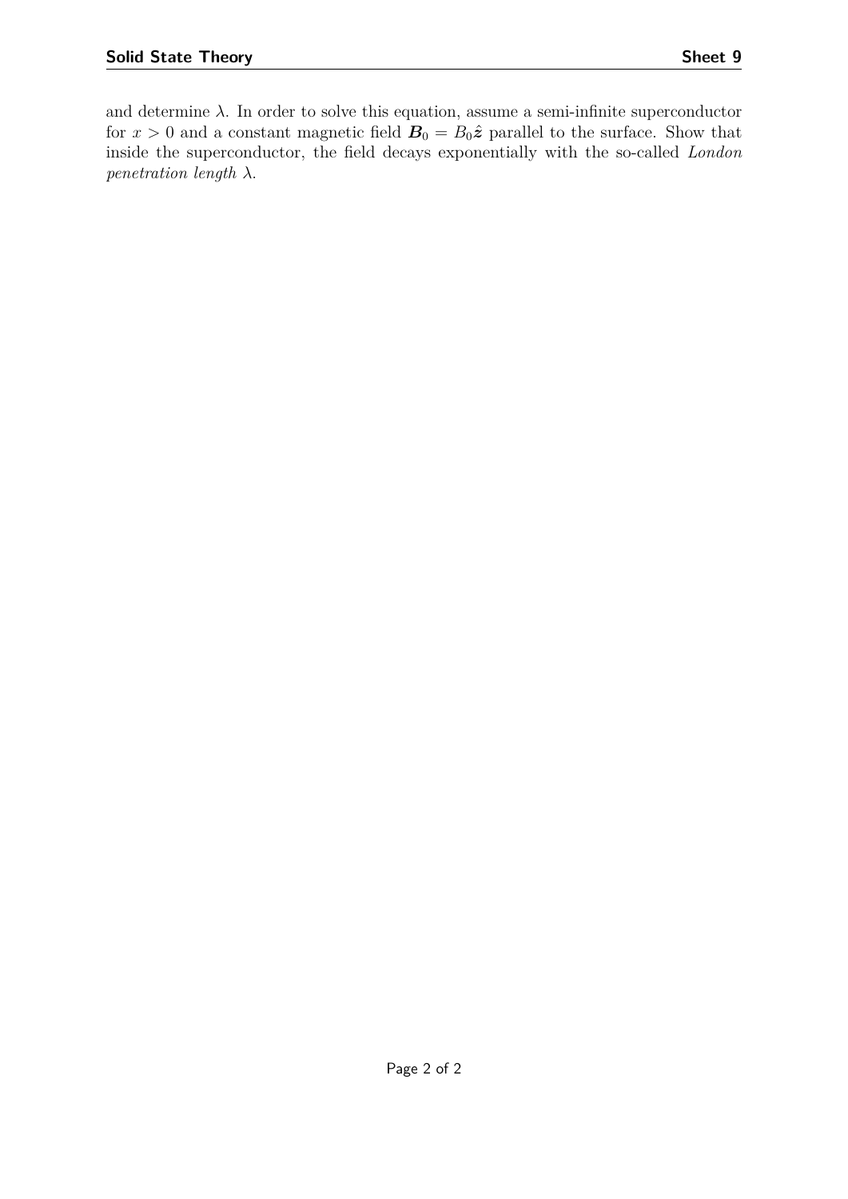and determine $\lambda$. In order to solve this equation, assume a semi-infinite superconductor for $x > 0$ and a constant magnetic field $\boldsymbol{B}_0 = B_0\hat{\boldsymbol{z}}$ parallel to the surface. Show that inside the superconductor, the field decays exponentially with the so-called *London penetration length* $\lambda$.